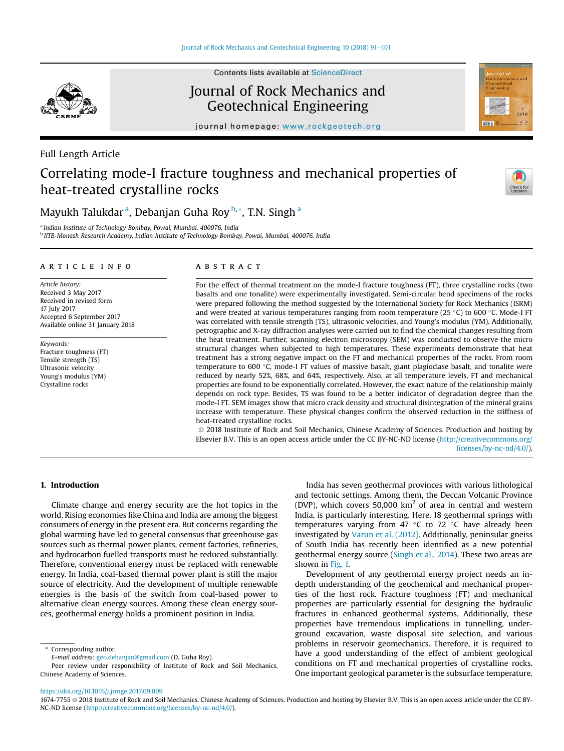Full Length Article

# Correlating mode-I fracture toughness and mechanical properties of heat-treated crystalline rocks

Mayukh Talukdar [a], Debanjan Guha Roy [b,*], T.N. Singh [a]

[a] Indian Institute of Technology Bombay, Powai, Mumbai, 400076, India
[b] IITB-Monash Research Academy, Indian Institute of Technology Bombay, Powai, Mumbai, 400076, India

## ARTICLE INFO

*Article history:*
Received 3 May 2017
Received in revised form
17 July 2017
Accepted 6 September 2017
Available online 31 January 2018

*Keywords:*
Fracture toughness (FT)
Tensile strength (TS)
Ultrasonic velocity
Young's modulus (YM)
Crystalline rocks

## ABSTRACT

For the effect of thermal treatment on the mode-I fracture toughness (FT), three crystalline rocks (two basalts and one tonalite) were experimentally investigated. Semi-circular bend specimens of the rocks were prepared following the method suggested by the International Society for Rock Mechanics (ISRM) and were treated at various temperatures ranging from room temperature (25 °C) to 600 °C. Mode-I FT was correlated with tensile strength (TS), ultrasonic velocities, and Young's modulus (YM). Additionally, petrographic and X-ray diffraction analyses were carried out to find the chemical changes resulting from the heat treatment. Further, scanning electron microscopy (SEM) was conducted to observe the micro structural changes when subjected to high temperatures. These experiments demonstrate that heat treatment has a strong negative impact on the FT and mechanical properties of the rocks. From room temperature to 600 °C, mode-I FT values of massive basalt, giant plagioclase basalt, and tonalite were reduced by nearly 52%, 68%, and 64%, respectively. Also, at all temperature levels, FT and mechanical properties are found to be exponentially correlated. However, the exact nature of the relationship mainly depends on rock type. Besides, TS was found to be a better indicator of degradation degree than the mode-I FT. SEM images show that micro crack density and structural disintegration of the mineral grains increase with temperature. These physical changes confirm the observed reduction in the stiffness of heat-treated crystalline rocks.

© 2018 Institute of Rock and Soil Mechanics, Chinese Academy of Sciences. Production and hosting by Elsevier B.V. This is an open access article under the CC BY-NC-ND license (http://creativecommons.org/licenses/by-nc-nd/4.0/).

## 1. Introduction

Climate change and energy security are the hot topics in the world. Rising economies like China and India are among the biggest consumers of energy in the present era. But concerns regarding the global warming have led to general consensus that greenhouse gas sources such as thermal power plants, cement factories, refineries, and hydrocarbon fuelled transports must be reduced substantially. Therefore, conventional energy must be replaced with renewable energy. In India, coal-based thermal power plant is still the major source of electricity. And the development of multiple renewable energies is the basis of the switch from coal-based power to alternative clean energy sources. Among these clean energy sources, geothermal energy holds a prominent position in India.

India has seven geothermal provinces with various lithological and tectonic settings. Among them, the Deccan Volcanic Province (DVP), which covers 50,000 km$^2$ of area in central and western India, is particularly interesting. Here, 18 geothermal springs with temperatures varying from 47 °C to 72 °C have already been investigated by Varun et al. (2012). Additionally, peninsular gneiss of South India has recently been identified as a new potential geothermal energy source (Singh et al., 2014). These two areas are shown in Fig. 1.

Development of any geothermal energy project needs an in-depth understanding of the geochemical and mechanical properties of the host rock. Fracture toughness (FT) and mechanical properties are particularly essential for designing the hydraulic fractures in enhanced geothermal systems. Additionally, these properties have tremendous implications in tunnelling, underground excavation, waste disposal site selection, and various problems in reservoir geomechanics. Therefore, it is required to have a good understanding of the effect of ambient geological conditions on FT and mechanical properties of crystalline rocks. One important geological parameter is the subsurface temperature.

\* Corresponding author.
*E-mail address:* geo.debanjan@gmail.com (D. Guha Roy).
Peer review under responsibility of Institute of Rock and Soil Mechanics, Chinese Academy of Sciences.

https://doi.org/10.1016/j.jrmge.2017.09.009
1674-7755 © 2018 Institute of Rock and Soil Mechanics, Chinese Academy of Sciences. Production and hosting by Elsevier B.V. This is an open access article under the CC BY-NC-ND license (http://creativecommons.org/licenses/by-nc-nd/4.0/).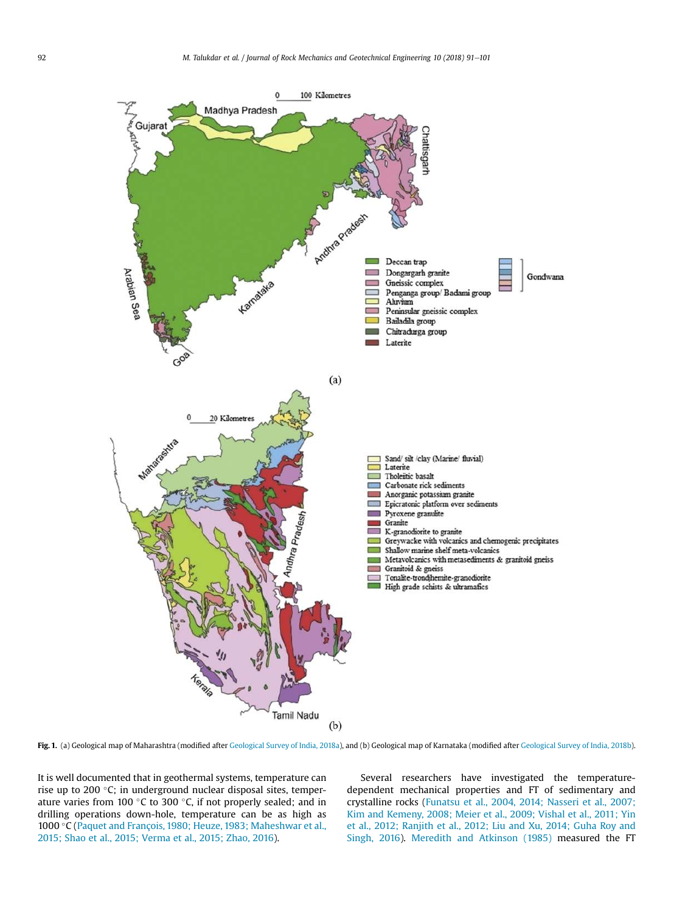**Fig. 1.** (a) Geological map of Maharashtra (modified after Geological Survey of India, 2018a), and (b) Geological map of Karnataka (modified after Geological Survey of India, 2018b).

It is well documented that in geothermal systems, temperature can rise up to 200 °C; in underground nuclear disposal sites, temperature varies from 100 °C to 300 °C, if not properly sealed; and in drilling operations down-hole, temperature can be as high as 1000 °C (Paquet and François, 1980; Heuze, 1983; Maheshwar et al., 2015; Shao et al., 2015; Verma et al., 2015; Zhao, 2016).

Several researchers have investigated the temperature-dependent mechanical properties and FT of sedimentary and crystalline rocks (Funatsu et al., 2004, 2014; Nasseri et al., 2007; Kim and Kemeny, 2008; Meier et al., 2009; Vishal et al., 2011; Yin et al., 2012; Ranjith et al., 2012; Liu and Xu, 2014; Guha Roy and Singh, 2016). Meredith and Atkinson (1985) measured the FT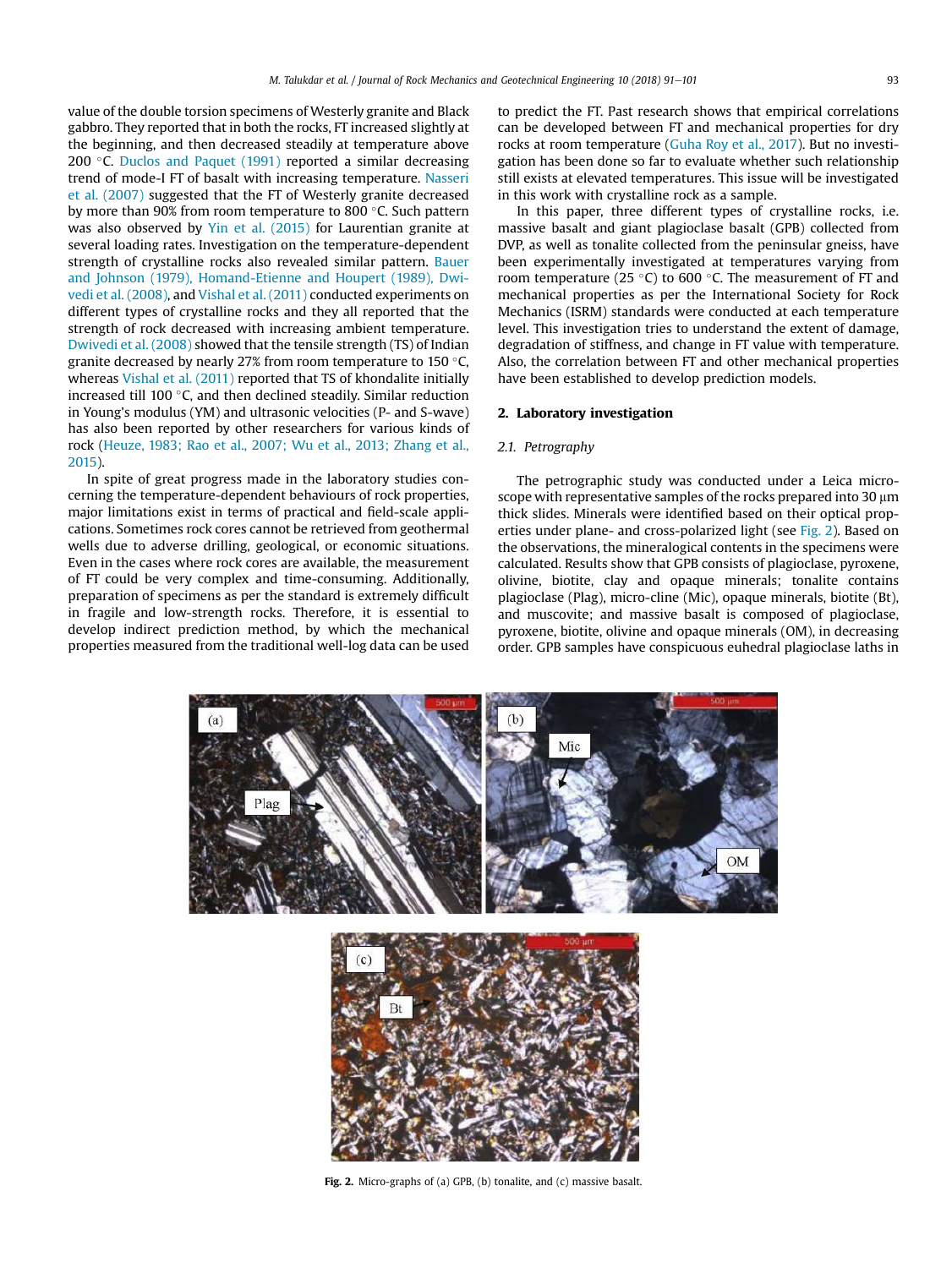value of the double torsion specimens of Westerly granite and Black gabbro. They reported that in both the rocks, FT increased slightly at the beginning, and then decreased steadily at temperature above 200 °C. Duclos and Paquet (1991) reported a similar decreasing trend of mode-I FT of basalt with increasing temperature. Nasseri et al. (2007) suggested that the FT of Westerly granite decreased by more than 90% from room temperature to 800 °C. Such pattern was also observed by Yin et al. (2015) for Laurentian granite at several loading rates. Investigation on the temperature-dependent strength of crystalline rocks also revealed similar pattern. Bauer and Johnson (1979), Homand-Etienne and Houpert (1989), Dwivedi et al. (2008), and Vishal et al. (2011) conducted experiments on different types of crystalline rocks and they all reported that the strength of rock decreased with increasing ambient temperature. Dwivedi et al. (2008) showed that the tensile strength (TS) of Indian granite decreased by nearly 27% from room temperature to 150 °C, whereas Vishal et al. (2011) reported that TS of khondalite initially increased till 100 °C, and then declined steadily. Similar reduction in Young's modulus (YM) and ultrasonic velocities (P- and S-wave) has also been reported by other researchers for various kinds of rock (Heuze, 1983; Rao et al., 2007; Wu et al., 2013; Zhang et al., 2015).

In spite of great progress made in the laboratory studies concerning the temperature-dependent behaviours of rock properties, major limitations exist in terms of practical and field-scale applications. Sometimes rock cores cannot be retrieved from geothermal wells due to adverse drilling, geological, or economic situations. Even in the cases where rock cores are available, the measurement of FT could be very complex and time-consuming. Additionally, preparation of specimens as per the standard is extremely difficult in fragile and low-strength rocks. Therefore, it is essential to develop indirect prediction method, by which the mechanical properties measured from the traditional well-log data can be used to predict the FT. Past research shows that empirical correlations can be developed between FT and mechanical properties for dry rocks at room temperature (Guha Roy et al., 2017). But no investigation has been done so far to evaluate whether such relationship still exists at elevated temperatures. This issue will be investigated in this work with crystalline rock as a sample.

In this paper, three different types of crystalline rocks, i.e. massive basalt and giant plagioclase basalt (GPB) collected from DVP, as well as tonalite collected from the peninsular gneiss, have been experimentally investigated at temperatures varying from room temperature (25 °C) to 600 °C. The measurement of FT and mechanical properties as per the International Society for Rock Mechanics (ISRM) standards were conducted at each temperature level. This investigation tries to understand the extent of damage, degradation of stiffness, and change in FT value with temperature. Also, the correlation between FT and other mechanical properties have been established to develop prediction models.

## 2. Laboratory investigation

### 2.1. Petrography

The petrographic study was conducted under a Leica microscope with representative samples of the rocks prepared into 30 μm thick slides. Minerals were identified based on their optical properties under plane- and cross-polarized light (see Fig. 2). Based on the observations, the mineralogical contents in the specimens were calculated. Results show that GPB consists of plagioclase, pyroxene, olivine, biotite, clay and opaque minerals; tonalite contains plagioclase (Plag), micro-cline (Mic), opaque minerals, biotite (Bt), and muscovite; and massive basalt is composed of plagioclase, pyroxene, biotite, olivine and opaque minerals (OM), in decreasing order. GPB samples have conspicuous euhedral plagioclase laths in

**Fig. 2.** Micro-graphs of (a) GPB, (b) tonalite, and (c) massive basalt.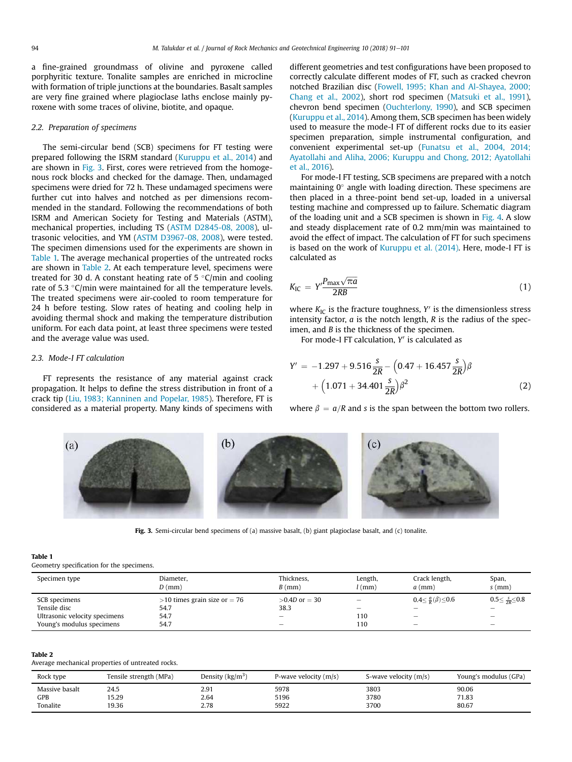a fine-grained groundmass of olivine and pyroxene called porphyritic texture. Tonalite samples are enriched in microcline with formation of triple junctions at the boundaries. Basalt samples are very fine grained where plagioclase laths enclose mainly pyroxene with some traces of olivine, biotite, and opaque.

### 2.2. Preparation of specimens

The semi-circular bend (SCB) specimens for FT testing were prepared following the ISRM standard (Kuruppu et al., 2014) and are shown in Fig. 3. First, cores were retrieved from the homogenous rock blocks and checked for the damage. Then, undamaged specimens were dried for 72 h. These undamaged specimens were further cut into halves and notched as per dimensions recommended in the standard. Following the recommendations of both ISRM and American Society for Testing and Materials (ASTM), mechanical properties, including TS (ASTM D2845-08, 2008), ultrasonic velocities, and YM (ASTM D3967-08, 2008), were tested. The specimen dimensions used for the experiments are shown in Table 1. The average mechanical properties of the untreated rocks are shown in Table 2. At each temperature level, specimens were treated for 30 d. A constant heating rate of 5 °C/min and cooling rate of 5.3 °C/min were maintained for all the temperature levels. The treated specimens were air-cooled to room temperature for 24 h before testing. Slow rates of heating and cooling help in avoiding thermal shock and making the temperature distribution uniform. For each data point, at least three specimens were tested and the average value was used.

### 2.3. Mode-I FT calculation

FT represents the resistance of any material against crack propagation. It helps to define the stress distribution in front of a crack tip (Liu, 1983; Kanninen and Popelar, 1985). Therefore, FT is considered as a material property. Many kinds of specimens with different geometries and test configurations have been proposed to correctly calculate different modes of FT, such as cracked chevron notched Brazilian disc (Fowell, 1995; Khan and Al-Shayea, 2000; Chang et al., 2002), short rod specimen (Matsuki et al., 1991), chevron bend specimen (Ouchterlony, 1990), and SCB specimen (Kuruppu et al., 2014). Among them, SCB specimen has been widely used to measure the mode-I FT of different rocks due to its easier specimen preparation, simple instrumental configuration, and convenient experimental set-up (Funatsu et al., 2004, 2014; Ayatollahi and Aliha, 2006; Kuruppu and Chong, 2012; Ayatollahi et al., 2016).

For mode-I FT testing, SCB specimens are prepared with a notch maintaining 0° angle with loading direction. These specimens are then placed in a three-point bend set-up, loaded in a universal testing machine and compressed up to failure. Schematic diagram of the loading unit and a SCB specimen is shown in Fig. 4. A slow and steady displacement rate of 0.2 mm/min was maintained to avoid the effect of impact. The calculation of FT for such specimens is based on the work of Kuruppu et al. (2014). Here, mode-I FT is calculated as

$$K_{IC} = Y' \frac{P_{max}\sqrt{\pi a}}{2RB} \tag{1}$$

where $K_{IC}$ is the fracture toughness, $Y'$ is the dimensionless stress intensity factor, $a$ is the notch length, $R$ is the radius of the specimen, and $B$ is the thickness of the specimen.

For mode-I FT calculation, $Y'$ is calculated as

$$Y' = -1.297 + 9.516\frac{s}{2R} - \left(0.47 + 16.457\frac{s}{2R}\right)\beta + \left(1.071 + 34.401\frac{s}{2R}\right)\beta^2 \tag{2}$$

where $\beta = a/R$ and $s$ is the span between the bottom two rollers.

**Fig. 3.** Semi-circular bend specimens of (a) massive basalt, (b) giant plagioclase basalt, and (c) tonalite.

**Table 1**
Geometry specification for the specimens.

| Specimen type | Diameter, $D$ (mm) | Thickness, $B$ (mm) | Length, $l$ (mm) | Crack length, $a$ (mm) | Span, $s$ (mm) |
|---|---|---|---|---|---|
| SCB specimens | >10 times grain size or = 76 | >0.4$D$ or = 30 | – | $0.4\leq \frac{a}{R}(\beta)\leq 0.6$ | $0.5\leq \frac{s}{2R}\leq 0.8$ |
| Tensile disc | 54.7 | 38.3 | – | – | – |
| Ultrasonic velocity specimens | 54.7 | – | 110 | – | – |
| Young's modulus specimens | 54.7 | – | 110 | – | – |

**Table 2**
Average mechanical properties of untreated rocks.

| Rock type | Tensile strength (MPa) | Density (kg/m$^3$) | P-wave velocity (m/s) | S-wave velocity (m/s) | Young's modulus (GPa) |
|---|---|---|---|---|---|
| Massive basalt | 24.5 | 2.91 | 5978 | 3803 | 90.06 |
| GPB | 15.29 | 2.64 | 5196 | 3780 | 71.83 |
| Tonalite | 19.36 | 2.78 | 5922 | 3700 | 80.67 |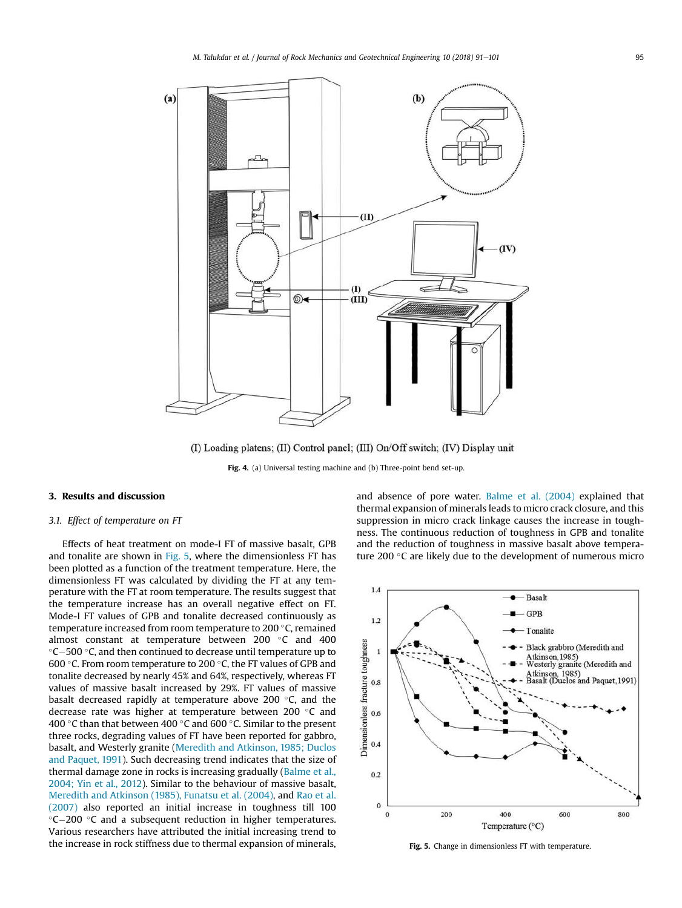(I) Loading platens; (II) Control panel; (III) On/Off switch; (IV) Display unit

**Fig. 4.** (a) Universal testing machine and (b) Three-point bend set-up.

## 3. Results and discussion

### 3.1. Effect of temperature on FT

Effects of heat treatment on mode-I FT of massive basalt, GPB and tonalite are shown in Fig. 5, where the dimensionless FT has been plotted as a function of the treatment temperature. Here, the dimensionless FT was calculated by dividing the FT at any temperature with the FT at room temperature. The results suggest that the temperature increase has an overall negative effect on FT. Mode-I FT values of GPB and tonalite decreased continuously as temperature increased from room temperature to 200 °C, remained almost constant at temperature between 200 °C and 400 °C–500 °C, and then continued to decrease until temperature up to 600 °C. From room temperature to 200 °C, the FT values of GPB and tonalite decreased by nearly 45% and 64%, respectively, whereas FT values of massive basalt increased by 29%. FT values of massive basalt decreased rapidly at temperature above 200 °C, and the decrease rate was higher at temperature between 200 °C and 400 °C than that between 400 °C and 600 °C. Similar to the present three rocks, degrading values of FT have been reported for gabbro, basalt, and Westerly granite (Meredith and Atkinson, 1985; Duclos and Paquet, 1991). Such decreasing trend indicates that the size of thermal damage zone in rocks is increasing gradually (Balme et al., 2004; Yin et al., 2012). Similar to the behaviour of massive basalt, Meredith and Atkinson (1985), Funatsu et al. (2004), and Rao et al. (2007) also reported an initial increase in toughness till 100 °C–200 °C and a subsequent reduction in higher temperatures. Various researchers have attributed the initial increasing trend to the increase in rock stiffness due to thermal expansion of minerals, and absence of pore water. Balme et al. (2004) explained that thermal expansion of minerals leads to micro crack closure, and this suppression in micro crack linkage causes the increase in toughness. The continuous reduction of toughness in GPB and tonalite and the reduction of toughness in massive basalt above temperature 200 °C are likely due to the development of numerous micro

**Fig. 5.** Change in dimensionless FT with temperature.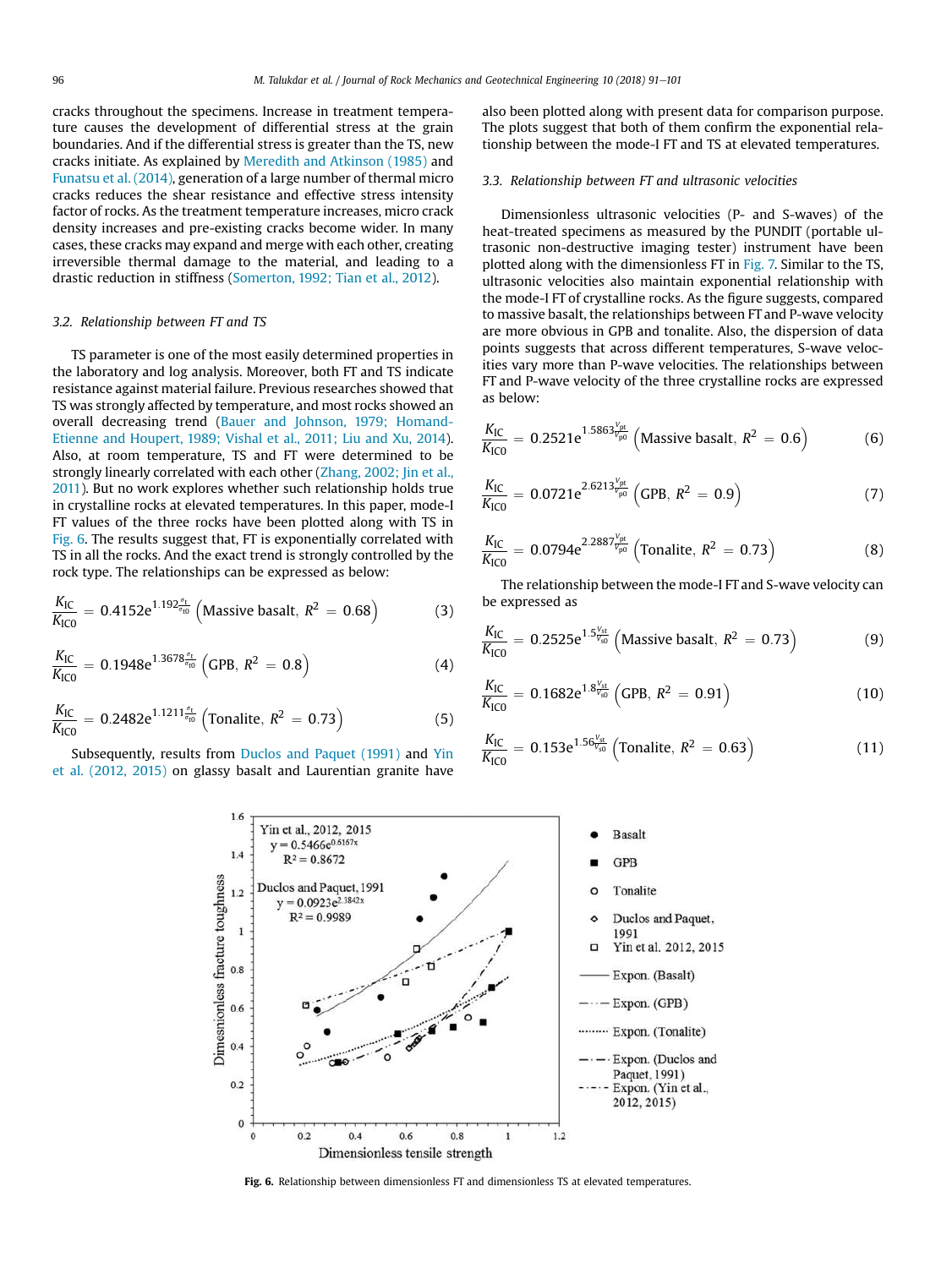cracks throughout the specimens. Increase in treatment temperature causes the development of differential stress at the grain boundaries. And if the differential stress is greater than the TS, new cracks initiate. As explained by Meredith and Atkinson (1985) and Funatsu et al. (2014), generation of a large number of thermal micro cracks reduces the shear resistance and effective stress intensity factor of rocks. As the treatment temperature increases, micro crack density increases and pre-existing cracks become wider. In many cases, these cracks may expand and merge with each other, creating irreversible thermal damage to the material, and leading to a drastic reduction in stiffness (Somerton, 1992; Tian et al., 2012).

### 3.2. Relationship between FT and TS

TS parameter is one of the most easily determined properties in the laboratory and log analysis. Moreover, both FT and TS indicate resistance against material failure. Previous researches showed that TS was strongly affected by temperature, and most rocks showed an overall decreasing trend (Bauer and Johnson, 1979; Homand-Etienne and Houpert, 1989; Vishal et al., 2011; Liu and Xu, 2014). Also, at room temperature, TS and FT were determined to be strongly linearly correlated with each other (Zhang, 2002; Jin et al., 2011). But no work explores whether such relationship holds true in crystalline rocks at elevated temperatures. In this paper, mode-I FT values of the three rocks have been plotted along with TS in Fig. 6. The results suggest that, FT is exponentially correlated with TS in all the rocks. And the exact trend is strongly controlled by the rock type. The relationships can be expressed as below:

$$\frac{K_{\rm IC}}{K_{\rm IC0}} = 0.4152e^{1.192\frac{\sigma_t}{\sigma_{t0}}} \left(\text{Massive basalt}, R^2 = 0.68\right) \tag{3}$$

$$\frac{K_{\rm IC}}{K_{\rm IC0}} = 0.1948e^{1.3678\frac{\sigma_t}{\sigma_{t0}}} \left(\text{GPB}, R^2 = 0.8\right) \tag{4}$$

$$\frac{K_{\rm IC}}{K_{\rm IC0}} = 0.2482e^{1.1211\frac{\sigma_t}{\sigma_{t0}}} \left(\text{Tonalite}, R^2 = 0.73\right) \tag{5}$$

Subsequently, results from Duclos and Paquet (1991) and Yin et al. (2012, 2015) on glassy basalt and Laurentian granite have also been plotted along with present data for comparison purpose. The plots suggest that both of them confirm the exponential relationship between the mode-I FT and TS at elevated temperatures.

### 3.3. Relationship between FT and ultrasonic velocities

Dimensionless ultrasonic velocities (P- and S-waves) of the heat-treated specimens as measured by the PUNDIT (portable ultrasonic non-destructive imaging tester) instrument have been plotted along with the dimensionless FT in Fig. 7. Similar to the TS, ultrasonic velocities also maintain exponential relationship with the mode-I FT of crystalline rocks. As the figure suggests, compared to massive basalt, the relationships between FT and P-wave velocity are more obvious in GPB and tonalite. Also, the dispersion of data points suggests that across different temperatures, S-wave velocities vary more than P-wave velocities. The relationships between FT and P-wave velocity of the three crystalline rocks are expressed as below:

$$\frac{K_{\rm IC}}{K_{\rm IC0}} = 0.2521e^{1.5863\frac{V_{pt}}{V_{p0}}} \left(\text{Massive basalt}, R^2 = 0.6\right) \tag{6}$$

$$\frac{K_{\rm IC}}{K_{\rm IC0}} = 0.0721e^{2.6213\frac{V_{pt}}{V_{p0}}} \left(\text{GPB}, R^2 = 0.9\right) \tag{7}$$

$$\frac{K_{\rm IC}}{K_{\rm IC0}} = 0.0794e^{2.2887\frac{V_{pt}}{V_{p0}}} \left(\text{Tonalite}, R^2 = 0.73\right) \tag{8}$$

The relationship between the mode-I FT and S-wave velocity can be expressed as

$$\frac{K_{\rm IC}}{K_{\rm IC0}} = 0.2525e^{1.5\frac{V_{st}}{V_{s0}}} \left(\text{Massive basalt}, R^2 = 0.73\right) \tag{9}$$

$$\frac{K_{\rm IC}}{K_{\rm IC0}} = 0.1682e^{1.8\frac{V_{st}}{V_{s0}}} \left(\text{GPB}, R^2 = 0.91\right) \tag{10}$$

$$\frac{K_{\rm IC}}{K_{\rm IC0}} = 0.153e^{1.56\frac{V_{st}}{V_{s0}}} \left(\text{Tonalite}, R^2 = 0.63\right) \tag{11}$$

**Fig. 6.** Relationship between dimensionless FT and dimensionless TS at elevated temperatures.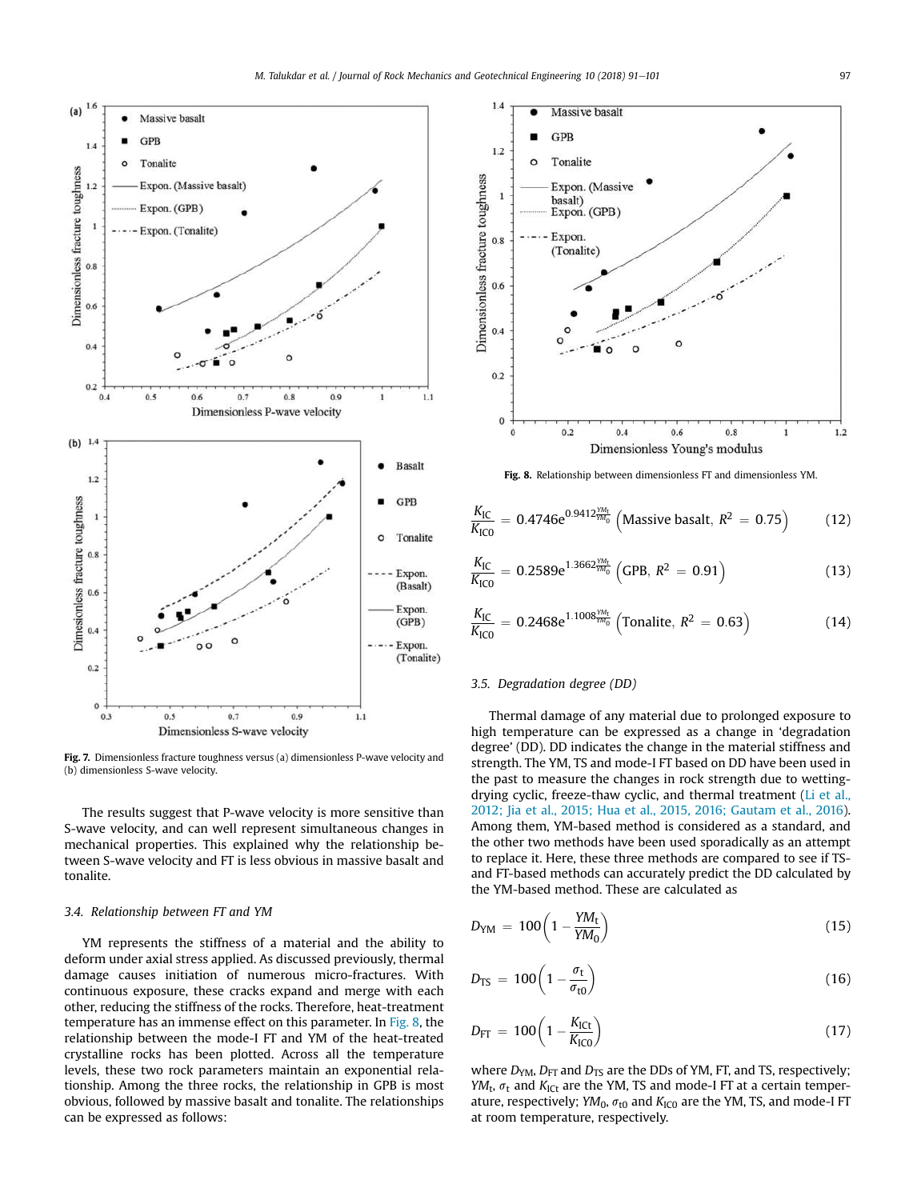Fig. 7. Dimensionless fracture toughness versus (a) dimensionless P-wave velocity and (b) dimensionless S-wave velocity.

The results suggest that P-wave velocity is more sensitive than S-wave velocity, and can well represent simultaneous changes in mechanical properties. This explained why the relationship between S-wave velocity and FT is less obvious in massive basalt and tonalite.

### 3.4. Relationship between FT and YM

YM represents the stiffness of a material and the ability to deform under axial stress applied. As discussed previously, thermal damage causes initiation of numerous micro-fractures. With continuous exposure, these cracks expand and merge with each other, reducing the stiffness of the rocks. Therefore, heat-treatment temperature has an immense effect on this parameter. In Fig. 8, the relationship between the mode-I FT and YM of the heat-treated crystalline rocks has been plotted. Across all the temperature levels, these two rock parameters maintain an exponential relationship. Among the three rocks, the relationship in GPB is most obvious, followed by massive basalt and tonalite. The relationships can be expressed as follows:

Fig. 8. Relationship between dimensionless FT and dimensionless YM.

$$\frac{K_{IC}}{K_{IC0}} = 0.4746e^{0.9412\frac{YM_t}{YM_0}}\left(\text{Massive basalt},\ R^2 = 0.75\right) \tag{12}$$

$$\frac{K_{IC}}{K_{IC0}} = 0.2589e^{1.3662\frac{YM_t}{YM_0}}\left(\text{GPB},\ R^2 = 0.91\right) \tag{13}$$

$$\frac{K_{IC}}{K_{IC0}} = 0.2468e^{1.1008\frac{YM_t}{YM_0}}\left(\text{Tonalite},\ R^2 = 0.63\right) \tag{14}$$

### 3.5. Degradation degree (DD)

Thermal damage of any material due to prolonged exposure to high temperature can be expressed as a change in 'degradation degree' (DD). DD indicates the change in the material stiffness and strength. The YM, TS and mode-I FT based on DD have been used in the past to measure the changes in rock strength due to wetting-drying cyclic, freeze-thaw cyclic, and thermal treatment (Li et al., 2012; Jia et al., 2015; Hua et al., 2015, 2016; Gautam et al., 2016). Among them, YM-based method is considered as a standard, and the other two methods have been used sporadically as an attempt to replace it. Here, these three methods are compared to see if TS- and FT-based methods can accurately predict the DD calculated by the YM-based method. These are calculated as

$$D_{YM} = 100\left(1 - \frac{YM_t}{YM_0}\right) \tag{15}$$

$$D_{TS} = 100\left(1 - \frac{\sigma_t}{\sigma_{t0}}\right) \tag{16}$$

$$D_{FT} = 100\left(1 - \frac{K_{ICt}}{K_{IC0}}\right) \tag{17}$$

where $D_{YM}$, $D_{FT}$ and $D_{TS}$ are the DDs of YM, FT, and TS, respectively; $YM_t$, $\sigma_t$ and $K_{ICt}$ are the YM, TS and mode-I FT at a certain temperature, respectively; $YM_0$, $\sigma_{t0}$ and $K_{IC0}$ are the YM, TS, and mode-I FT at room temperature, respectively.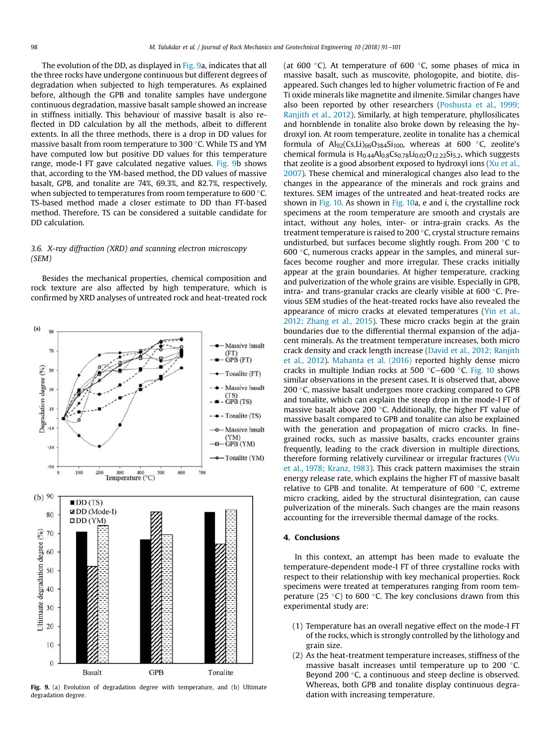The evolution of the DD, as displayed in Fig. 9a, indicates that all the three rocks have undergone continuous but different degrees of degradation when subjected to high temperatures. As explained before, although the GPB and tonalite samples have undergone continuous degradation, massive basalt sample showed an increase in stiffness initially. This behaviour of massive basalt is also reflected in DD calculation by all the methods, albeit to different extents. In all the three methods, there is a drop in DD values for massive basalt from room temperature to 300 °C. While TS and YM have computed low but positive DD values for this temperature range, mode-I FT gave calculated negative values. Fig. 9b shows that, according to the YM-based method, the DD values of massive basalt, GPB, and tonalite are 74%, 69.3%, and 82.7%, respectively, when subjected to temperatures from room temperature to 600 °C. TS-based method made a closer estimate to DD than FT-based method. Therefore, TS can be considered a suitable candidate for DD calculation.

### 3.6. X-ray diffraction (XRD) and scanning electron microscopy (SEM)

Besides the mechanical properties, chemical composition and rock texture are also affected by high temperature, which is confirmed by XRD analyses of untreated rock and heat-treated rock (at 600 °C). At temperature of 600 °C, some phases of mica in massive basalt, such as muscovite, phologopite, and biotite, disappeared. Such changes led to higher volumetric fraction of Fe and Ti oxide minerals like magnetite and ilmenite. Similar changes have also been reported by other researchers (Poshusta et al., 1999; Ranjith et al., 2012). Similarly, at high temperature, phyllosilicates and hornblende in tonalite also broke down by releasing the hydroxyl ion. At room temperature, zeolite in tonalite has a chemical formula of $Al_{92}(Cs,Li)_{66}O_{384}Si_{100}$, whereas at 600 °C, zeolite's chemical formula is $H_{0.44}Al_{0.8}Cs_{0.78}Li_{0.02}O_{12.22}Si_{5.2}$, which suggests that zeolite is a good absorbent exposed to hydroxyl ions (Xu et al., 2007). These chemical and mineralogical changes also lead to the changes in the appearance of the minerals and rock grains and textures. SEM images of the untreated and heat-treated rocks are shown in Fig. 10. As shown in Fig. 10a, e and i, the crystalline rock specimens at the room temperature are smooth and crystals are intact, without any holes, inter- or intra-grain cracks. As the treatment temperature is raised to 200 °C, crystal structure remains undisturbed, but surfaces become slightly rough. From 200 °C to 600 °C, numerous cracks appear in the samples, and mineral surfaces become rougher and more irregular. These cracks initially appear at the grain boundaries. At higher temperature, cracking and pulverization of the whole grains are visible. Especially in GPB, intra- and trans-granular cracks are clearly visible at 600 °C. Previous SEM studies of the heat-treated rocks have also revealed the appearance of micro cracks at elevated temperatures (Yin et al., 2012; Zhang et al., 2015). These micro cracks begin at the grain boundaries due to the differential thermal expansion of the adjacent minerals. As the treatment temperature increases, both micro crack density and crack length increase (David et al., 2012; Ranjith et al., 2012). Mahanta et al. (2016) reported highly dense micro cracks in multiple Indian rocks at 500 °C–600 °C. Fig. 10 shows similar observations in the present cases. It is observed that, above 200 °C, massive basalt undergoes more cracking compared to GPB and tonalite, which can explain the steep drop in the mode-I FT of massive basalt above 200 °C. Additionally, the higher FT value of massive basalt compared to GPB and tonalite can also be explained with the generation and propagation of micro cracks. In fine-grained rocks, such as massive basalts, cracks encounter grains frequently, leading to the crack diversion in multiple directions, therefore forming relatively curvilinear or irregular fractures (Wu et al., 1978; Kranz, 1983). This crack pattern maximises the strain energy release rate, which explains the higher FT of massive basalt relative to GPB and tonalite. At temperature of 600 °C, extreme micro cracking, aided by the structural disintegration, can cause pulverization of the minerals. Such changes are the main reasons accounting for the irreversible thermal damage of the rocks.

**Fig. 9.** (a) Evolution of degradation degree with temperature, and (b) Ultimate degradation degree.

## 4. Conclusions

In this context, an attempt has been made to evaluate the temperature-dependent mode-I FT of three crystalline rocks with respect to their relationship with key mechanical properties. Rock specimens were treated at temperatures ranging from room temperature (25 °C) to 600 °C. The key conclusions drawn from this experimental study are:

(1) Temperature has an overall negative effect on the mode-I FT of the rocks, which is strongly controlled by the lithology and grain size.
(2) As the heat-treatment temperature increases, stiffness of the massive basalt increases until temperature up to 200 °C. Beyond 200 °C, a continuous and steep decline is observed. Whereas, both GPB and tonalite display continuous degradation with increasing temperature.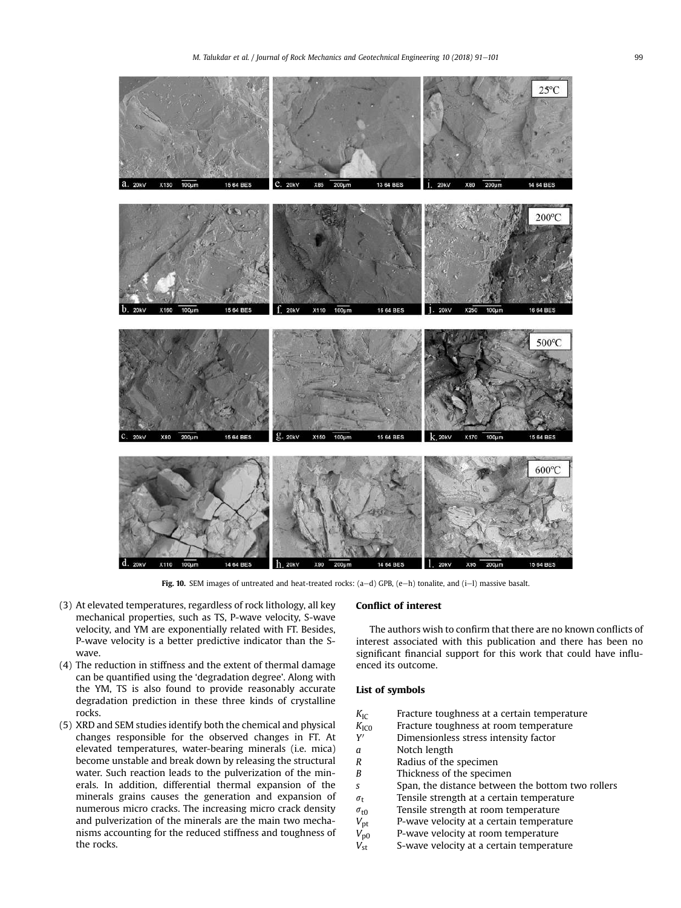Fig. 10. SEM images of untreated and heat-treated rocks: (a–d) GPB, (e–h) tonalite, and (i–l) massive basalt.

(3) At elevated temperatures, regardless of rock lithology, all key mechanical properties, such as TS, P-wave velocity, S-wave velocity, and YM are exponentially related with FT. Besides, P-wave velocity is a better predictive indicator than the S-wave.

(4) The reduction in stiffness and the extent of thermal damage can be quantified using the 'degradation degree'. Along with the YM, TS is also found to provide reasonably accurate degradation prediction in these three kinds of crystalline rocks.

(5) XRD and SEM studies identify both the chemical and physical changes responsible for the observed changes in FT. At elevated temperatures, water-bearing minerals (i.e. mica) become unstable and break down by releasing the structural water. Such reaction leads to the pulverization of the minerals. In addition, differential thermal expansion of the minerals grains causes the generation and expansion of numerous micro cracks. The increasing micro crack density and pulverization of the minerals are the main two mechanisms accounting for the reduced stiffness and toughness of the rocks.

## Conflict of interest

The authors wish to confirm that there are no known conflicts of interest associated with this publication and there has been no significant financial support for this work that could have influenced its outcome.

## List of symbols

| | |
|---|---|
| $K_{IC}$ | Fracture toughness at a certain temperature |
| $K_{IC0}$ | Fracture toughness at room temperature |
| $Y'$ | Dimensionless stress intensity factor |
| $a$ | Notch length |
| $R$ | Radius of the specimen |
| $B$ | Thickness of the specimen |
| $s$ | Span, the distance between the bottom two rollers |
| $\sigma_t$ | Tensile strength at a certain temperature |
| $\sigma_{t0}$ | Tensile strength at room temperature |
| $V_{pt}$ | P-wave velocity at a certain temperature |
| $V_{p0}$ | P-wave velocity at room temperature |
| $V_{st}$ | S-wave velocity at a certain temperature |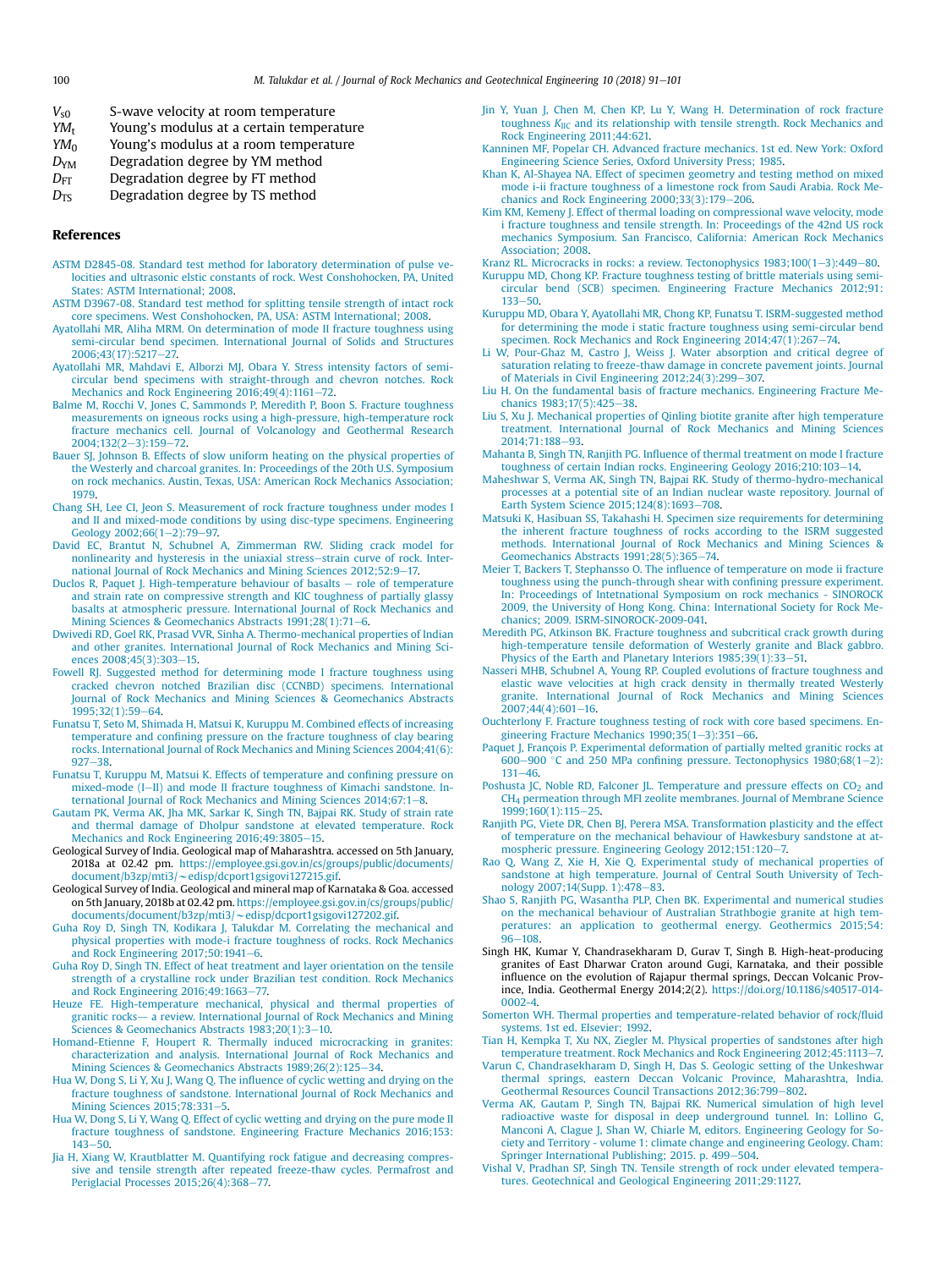| | |
|---|---|
| $V_{s0}$ | S-wave velocity at room temperature |
| $YM_t$ | Young's modulus at a certain temperature |
| $YM_0$ | Young's modulus at a room temperature |
| $D_{YM}$ | Degradation degree by YM method |
| $D_{FT}$ | Degradation degree by FT method |
| $D_{TS}$ | Degradation degree by TS method |

## References

ASTM D2845-08. Standard test method for laboratory determination of pulse velocities and ultrasonic elstic constants of rock. West Conshohocken, PA, United States: ASTM International; 2008.

ASTM D3967-08. Standard test method for splitting tensile strength of intact rock core specimens. West Conshohocken, PA, USA: ASTM International; 2008.

Ayatollahi MR, Aliha MRM. On determination of mode II fracture toughness using semi-circular bend specimen. International Journal of Solids and Structures 2006;43(17):5217–27.

Ayatollahi MR, Mahdavi E, Alborzi MJ, Obara Y. Stress intensity factors of semi-circular bend specimens with straight-through and chevron notches. Rock Mechanics and Rock Engineering 2016;49(4):1161–72.

Balme M, Rocchi V, Jones C, Sammonds P, Meredith P, Boon S. Fracture toughness measurements on igneous rocks using a high-pressure, high-temperature rock fracture mechanics cell. Journal of Volcanology and Geothermal Research 2004;132(2–3):159–72.

Bauer SJ, Johnson B. Effects of slow uniform heating on the physical properties of the Westerly and charcoal granites. In: Proceedings of the 20th U.S. Symposium on rock mechanics. Austin, Texas, USA: American Rock Mechanics Association; 1979.

Chang SH, Lee CI, Jeon S. Measurement of rock fracture toughness under modes I and II and mixed-mode conditions by using disc-type specimens. Engineering Geology 2002;66(1–2):79–97.

David EC, Brantut N, Schubnel A, Zimmerman RW. Sliding crack model for nonlinearity and hysteresis in the uniaxial stress–strain curve of rock. International Journal of Rock Mechanics and Mining Sciences 2012;52:9–17.

Duclos R, Paquet J. High-temperature behaviour of basalts – role of temperature and strain rate on compressive strength and KIC toughness of partially glassy basalts at atmospheric pressure. International Journal of Rock Mechanics and Mining Sciences & Geomechanics Abstracts 1991;28(1):71–6.

Dwivedi RD, Goel RK, Prasad VVR, Sinha A. Thermo-mechanical properties of Indian and other granites. International Journal of Rock Mechanics and Mining Sciences 2008;45(3):303–15.

Fowell RJ. Suggested method for determining mode I fracture toughness using cracked chevron notched Brazilian disc (CCNBD) specimens. International Journal of Rock Mechanics and Mining Sciences & Geomechanics Abstracts 1995;32(1):59–64.

Funatsu T, Seto M, Shimada H, Matsui K, Kuruppu M. Combined effects of increasing temperature and confining pressure on the fracture toughness of clay bearing rocks. International Journal of Rock Mechanics and Mining Sciences 2004;41(6):927–38.

Funatsu T, Kuruppu M, Matsui K. Effects of temperature and confining pressure on mixed-mode (I–II) and mode II fracture toughness of Kimachi sandstone. International Journal of Rock Mechanics and Mining Sciences 2014;67:1–8.

Gautam PK, Verma AK, Jha MK, Sarkar K, Singh TN, Bajpai RK. Study of strain rate and thermal damage of Dholpur sandstone at elevated temperature. Rock Mechanics and Rock Engineering 2016;49:3805–15.

Geological Survey of India. Geological map of Maharashtra. accessed on 5th January, 2018a at 02.42 pm. https://employee.gsi.gov.in/cs/groups/public/documents/document/b3zp/mti3/~edisp/dcport1gsigovi127215.gif.

Geological Survey of India. Geological and mineral map of Karnataka & Goa. accessed on 5th January, 2018b at 02.42 pm. https://employee.gsi.gov.in/cs/groups/public/documents/document/b3zp/mti3/~edisp/dcport1gsigovi127202.gif.

Guha Roy D, Singh TN, Kodikara J, Talukdar M. Correlating the mechanical and physical properties with mode-i fracture toughness of rocks. Rock Mechanics and Rock Engineering 2017;50:1941–6.

Guha Roy D, Singh TN. Effect of heat treatment and layer orientation on the tensile strength of a crystalline rock under Brazilian test condition. Rock Mechanics and Rock Engineering 2016;49:1663–77.

Heuze FE. High-temperature mechanical, physical and thermal properties of granitic rocks— a review. International Journal of Rock Mechanics and Mining Sciences & Geomechanics Abstracts 1983;20(1):3–10.

Homand-Etienne F, Houpert R. Thermally induced microcracking in granites: characterization and analysis. International Journal of Rock Mechanics and Mining Sciences & Geomechanics Abstracts 1989;26(2):125–34.

Hua W, Dong S, Li Y, Xu J, Wang Q. The influence of cyclic wetting and drying on the fracture toughness of sandstone. International Journal of Rock Mechanics and Mining Sciences 2015;78:331–5.

Hua W, Dong S, Li Y, Wang Q. Effect of cyclic wetting and drying on the pure mode II fracture toughness of sandstone. Engineering Fracture Mechanics 2016;153:143–50.

Jia H, Xiang W, Krautblatter M. Quantifying rock fatigue and decreasing compressive and tensile strength after repeated freeze-thaw cycles. Permafrost and Periglacial Processes 2015;26(4):368–77.

Jin Y, Yuan J, Chen M, Chen KP, Lu Y, Wang H. Determination of rock fracture toughness $K_{IIC}$ and its relationship with tensile strength. Rock Mechanics and Rock Engineering 2011;44:621.

Kanninen MF, Popelar CH. Advanced fracture mechanics. 1st ed. New York: Oxford Engineering Science Series, Oxford University Press; 1985.

Khan K, Al-Shayea NA. Effect of specimen geometry and testing method on mixed mode i-ii fracture toughness of a limestone rock from Saudi Arabia. Rock Mechanics and Rock Engineering 2000;33(3):179–206.

Kim KM, Kemeny J. Effect of thermal loading on compressional wave velocity, mode i fracture toughness and tensile strength. In: Proceedings of the 42nd US rock mechanics Symposium. San Francisco, California: American Rock Mechanics Association; 2008.

Kranz RL. Microcracks in rocks: a review. Tectonophysics 1983;100(1–3):449–80.

Kuruppu MD, Chong KP. Fracture toughness testing of brittle materials using semi-circular bend (SCB) specimen. Engineering Fracture Mechanics 2012;91:133–50.

Kuruppu MD, Obara Y, Ayatollahi MR, Chong KP, Funatsu T. ISRM-suggested method for determining the mode i static fracture toughness using semi-circular bend specimen. Rock Mechanics and Rock Engineering 2014;47(1):267–74.

Li W, Pour-Ghaz M, Castro J, Weiss J. Water absorption and critical degree of saturation relating to freeze-thaw damage in concrete pavement joints. Journal of Materials in Civil Engineering 2012;24(3):299–307.

Liu H. On the fundamental basis of fracture mechanics. Engineering Fracture Mechanics 1983;17(5):425–38.

Liu S, Xu J. Mechanical properties of Qinling biotite granite after high temperature treatment. International Journal of Rock Mechanics and Mining Sciences 2014;71:188–93.

Mahanta B, Singh TN, Ranjith PG. Influence of thermal treatment on mode I fracture toughness of certain Indian rocks. Engineering Geology 2016;210:103–14.

Maheshwar S, Verma AK, Singh TN, Bajpai RK. Study of thermo-hydro-mechanical processes at a potential site of an Indian nuclear waste repository. Journal of Earth System Science 2015;124(8):1693–708.

Matsuki K, Hasibuan SS, Takahashi H. Specimen size requirements for determining the inherent fracture toughness of rocks according to the ISRM suggested methods. International Journal of Rock Mechanics and Mining Sciences & Geomechanics Abstracts 1991;28(5):365–74.

Meier T, Backers T, Stephansso O. The influence of temperature on mode ii fracture toughness using the punch-through shear with confining pressure experiment. In: Proceedings of Intetnational Symposium on rock mechanics - SINOROCK 2009, the University of Hong Kong. China: International Society for Rock Mechanics; 2009. ISRM-SINOROCK-2009-041.

Meredith PG, Atkinson BK. Fracture toughness and subcritical crack growth during high-temperature tensile deformation of Westerly granite and Black gabbro. Physics of the Earth and Planetary Interiors 1985;39(1):33–51.

Nasseri MHB, Schubnel A, Young RP. Coupled evolutions of fracture toughness and elastic wave velocities at high crack density in thermally treated Westerly granite. International Journal of Rock Mechanics and Mining Sciences 2007;44(4):601–16.

Ouchterlony F. Fracture toughness testing of rock with core based specimens. Engineering Fracture Mechanics 1990;35(1–3):351–66.

Paquet J, François P. Experimental deformation of partially melted granitic rocks at 600–900 °C and 250 MPa confining pressure. Tectonophysics 1980;68(1–2):131–46.

Poshusta JC, Noble RD, Falconer JL. Temperature and pressure effects on $CO_2$ and $CH_4$ permeation through MFI zeolite membranes. Journal of Membrane Science 1999;160(1):115–25.

Ranjith PG, Viete DR, Chen BJ, Perera MSA. Transformation plasticity and the effect of temperature on the mechanical behaviour of Hawkesbury sandstone at atmospheric pressure. Engineering Geology 2012;151:120–7.

Rao Q, Wang Z, Xie H, Xie Q. Experimental study of mechanical properties of sandstone at high temperature. Journal of Central South University of Technology 2007;14(Supp. 1):478–83.

Shao S, Ranjith PG, Wasantha PLP, Chen BK. Experimental and numerical studies on the mechanical behaviour of Australian Strathbogie granite at high temperatures: an application to geothermal energy. Geothermics 2015;54:96–108.

Singh HK, Kumar Y, Chandrasekharam D, Gurav T, Singh B. High-heat-producing granites of East Dharwar Craton around Gugi, Karnataka, and their possible influence on the evolution of Rajapur thermal springs, Deccan Volcanic Province, India. Geothermal Energy 2014;2(2). https://doi.org/10.1186/s40517-014-0002-4.

Somerton WH. Thermal properties and temperature-related behavior of rock/fluid systems. 1st ed. Elsevier; 1992.

Tian H, Kempka T, Xu NX, Ziegler M. Physical properties of sandstones after high temperature treatment. Rock Mechanics and Rock Engineering 2012;45:1113–7.

Varun C, Chandrasekharam D, Singh H, Das S. Geologic setting of the Unkeshwar thermal springs, eastern Deccan Volcanic Province, Maharashtra, India. Geothermal Resources Council Transactions 2012;36:799–802.

Verma AK, Gautam P, Singh TN, Bajpai RK. Numerical simulation of high level radioactive waste for disposal in deep underground tunnel. In: Lollino G, Manconi A, Clague J, Shan W, Chiarle M, editors. Engineering Geology for Society and Territory - volume 1: climate change and engineering Geology. Cham: Springer International Publishing; 2015. p. 499–504.

Vishal V, Pradhan SP, Singh TN. Tensile strength of rock under elevated temperatures. Geotechnical and Geological Engineering 2011;29:1127.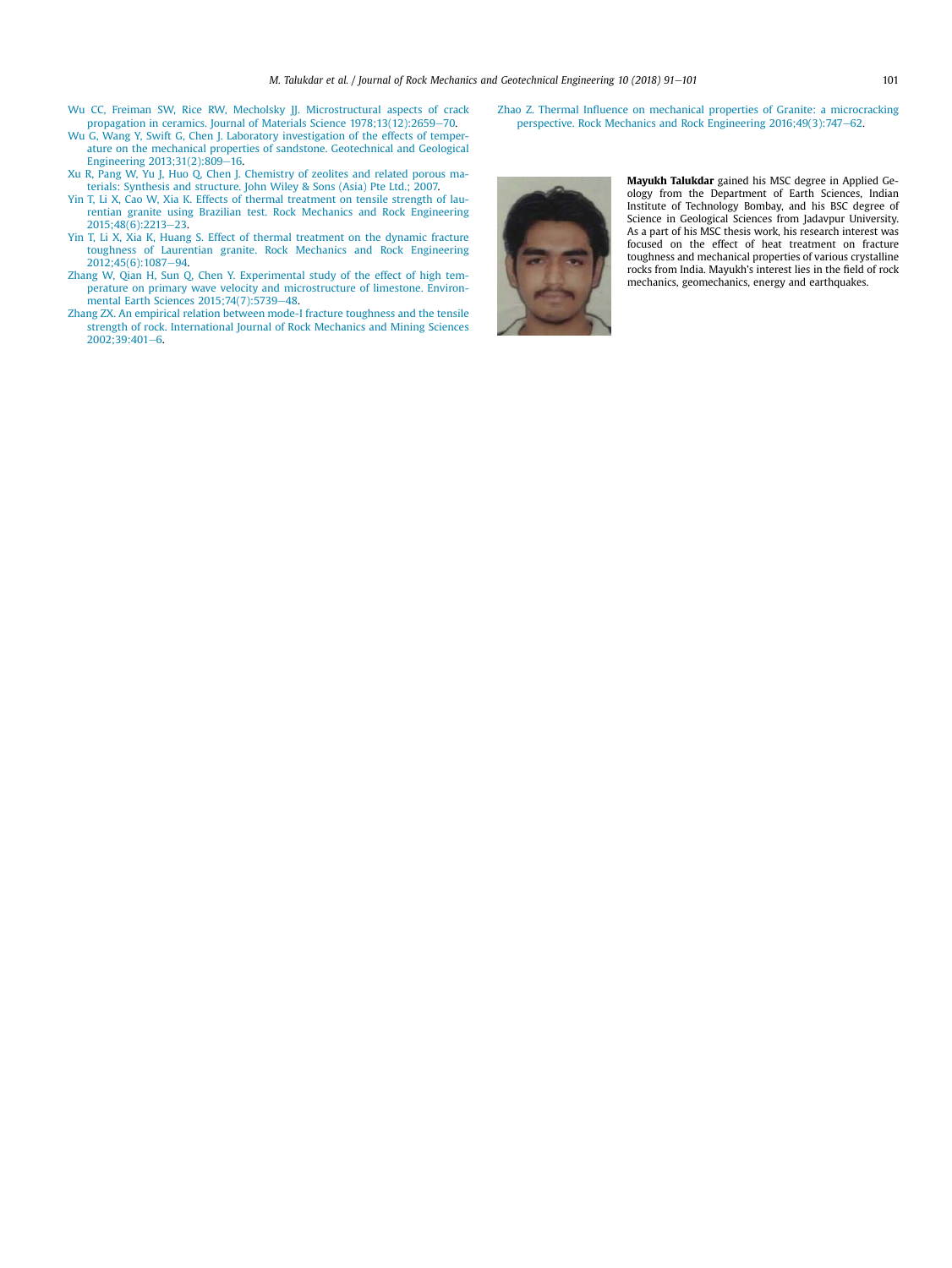Wu CC, Freiman SW, Rice RW, Mecholsky JJ. Microstructural aspects of crack propagation in ceramics. Journal of Materials Science 1978;13(12):2659–70.

Wu G, Wang Y, Swift G, Chen J. Laboratory investigation of the effects of temperature on the mechanical properties of sandstone. Geotechnical and Geological Engineering 2013;31(2):809–16.

Xu R, Pang W, Yu J, Huo Q, Chen J. Chemistry of zeolites and related porous materials: Synthesis and structure. John Wiley & Sons (Asia) Pte Ltd.; 2007.

Yin T, Li X, Cao W, Xia K. Effects of thermal treatment on tensile strength of laurentian granite using Brazilian test. Rock Mechanics and Rock Engineering 2015;48(6):2213–23.

Yin T, Li X, Xia K, Huang S. Effect of thermal treatment on the dynamic fracture toughness of Laurentian granite. Rock Mechanics and Rock Engineering 2012;45(6):1087–94.

Zhang W, Qian H, Sun Q, Chen Y. Experimental study of the effect of high temperature on primary wave velocity and microstructure of limestone. Environmental Earth Sciences 2015;74(7):5739–48.

Zhang ZX. An empirical relation between mode-I fracture toughness and the tensile strength of rock. International Journal of Rock Mechanics and Mining Sciences 2002;39:401–6.

Zhao Z. Thermal Influence on mechanical properties of Granite: a microcracking perspective. Rock Mechanics and Rock Engineering 2016;49(3):747–62.

**Mayukh Talukdar** gained his MSC degree in Applied Geology from the Department of Earth Sciences, Indian Institute of Technology Bombay, and his BSC degree of Science in Geological Sciences from Jadavpur University. As a part of his MSC thesis work, his research interest was focused on the effect of heat treatment on fracture toughness and mechanical properties of various crystalline rocks from India. Mayukh's interest lies in the field of rock mechanics, geomechanics, energy and earthquakes.